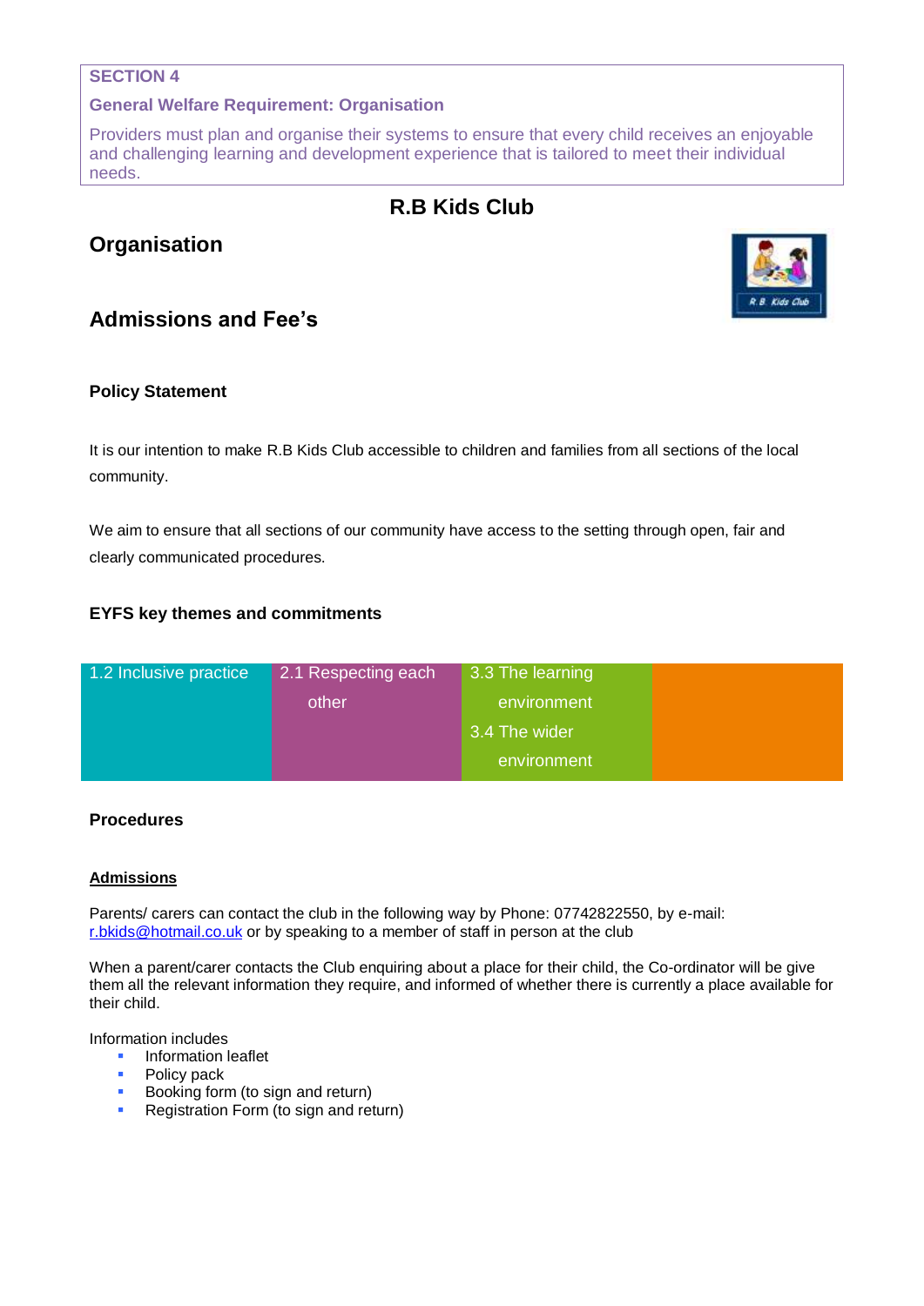**SECTION 4**

**General Welfare Requirement: Organisation**

Providers must plan and organise their systems to ensure that every child receives an enjoyable and challenging learning and development experience that is tailored to meet their individual needs.

# R.B Kids Club

## Organisation

## Admissions and Fee's

### Policy Statement

It is our intention to make R.B Kids Club accessible to children and families from all sections of the local community.

We aim to ensure that all sections of our community have access to the setting through open, fair and clearly communicated procedures.

### EYFS key themes and commitments

| 1.2 Inclusive practice | 2.1 Respecting each other | 3.3 The learning environment<br>3.4 The wider environment | |
|---|---|---|---|

### Procedures

**<u>Admissions</u>**

Parents/ carers can contact the club in the following way by Phone: 07742822550, by e-mail: r.bkids@hotmail.co.uk or by speaking to a member of staff in person at the club

When a parent/carer contacts the Club enquiring about a place for their child, the Co-ordinator will be give them all the relevant information they require, and informed of whether there is currently a place available for their child.

Information includes

- Information leaflet
- Policy pack
- Booking form (to sign and return)
- Registration Form (to sign and return)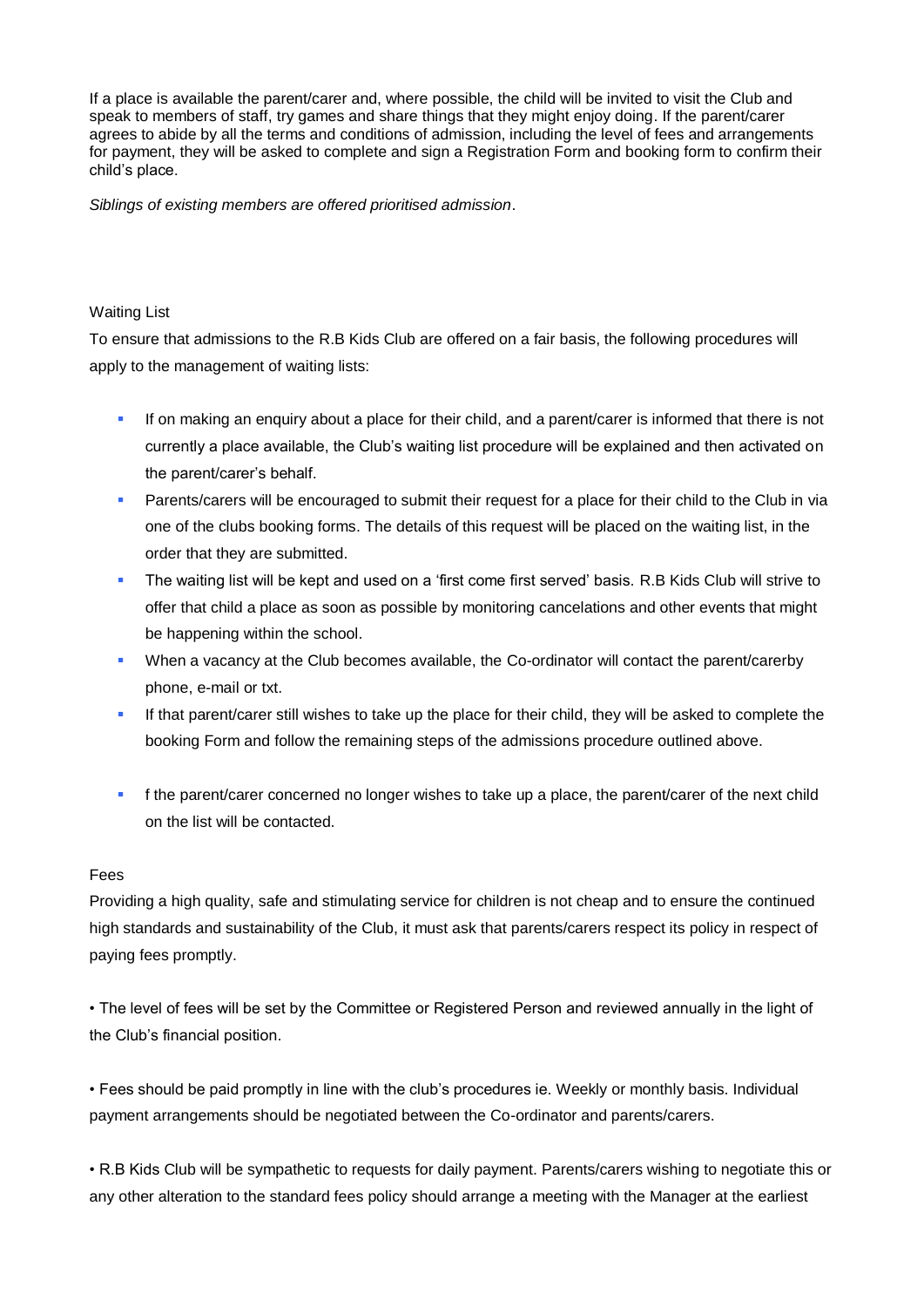If a place is available the parent/carer and, where possible, the child will be invited to visit the Club and speak to members of staff, try games and share things that they might enjoy doing. If the parent/carer agrees to abide by all the terms and conditions of admission, including the level of fees and arrangements for payment, they will be asked to complete and sign a Registration Form and booking form to confirm their child's place.

*Siblings of existing members are offered prioritised admission*.

## Waiting List

To ensure that admissions to the R.B Kids Club are offered on a fair basis, the following procedures will apply to the management of waiting lists:

- If on making an enquiry about a place for their child, and a parent/carer is informed that there is not currently a place available, the Club's waiting list procedure will be explained and then activated on the parent/carer's behalf.
- Parents/carers will be encouraged to submit their request for a place for their child to the Club in via one of the clubs booking forms. The details of this request will be placed on the waiting list, in the order that they are submitted.
- The waiting list will be kept and used on a 'first come first served' basis. R.B Kids Club will strive to offer that child a place as soon as possible by monitoring cancelations and other events that might be happening within the school.
- When a vacancy at the Club becomes available, the Co-ordinator will contact the parent/carerby phone, e-mail or txt.
- If that parent/carer still wishes to take up the place for their child, they will be asked to complete the booking Form and follow the remaining steps of the admissions procedure outlined above.
- f the parent/carer concerned no longer wishes to take up a place, the parent/carer of the next child on the list will be contacted.

## Fees

Providing a high quality, safe and stimulating service for children is not cheap and to ensure the continued high standards and sustainability of the Club, it must ask that parents/carers respect its policy in respect of paying fees promptly.

- The level of fees will be set by the Committee or Registered Person and reviewed annually in the light of the Club's financial position.
- Fees should be paid promptly in line with the club's procedures ie. Weekly or monthly basis. Individual payment arrangements should be negotiated between the Co-ordinator and parents/carers.
- R.B Kids Club will be sympathetic to requests for daily payment. Parents/carers wishing to negotiate this or any other alteration to the standard fees policy should arrange a meeting with the Manager at the earliest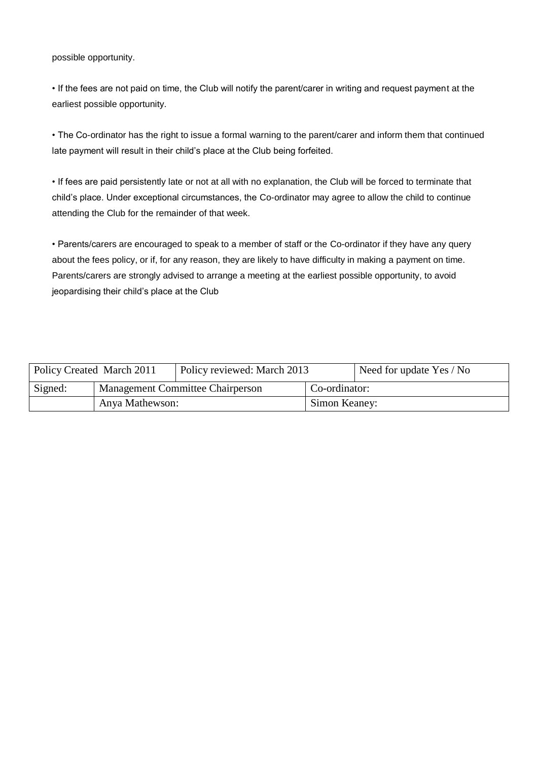possible opportunity.

• If the fees are not paid on time, the Club will notify the parent/carer in writing and request payment at the earliest possible opportunity.

• The Co-ordinator has the right to issue a formal warning to the parent/carer and inform them that continued late payment will result in their child's place at the Club being forfeited.

• If fees are paid persistently late or not at all with no explanation, the Club will be forced to terminate that child's place. Under exceptional circumstances, the Co-ordinator may agree to allow the child to continue attending the Club for the remainder of that week.

• Parents/carers are encouraged to speak to a member of staff or the Co-ordinator if they have any query about the fees policy, or if, for any reason, they are likely to have difficulty in making a payment on time. Parents/carers are strongly advised to arrange a meeting at the earliest possible opportunity, to avoid jeopardising their child's place at the Club

| | | | |
|---|---|---|---|
| Policy Created March 2011 | | Policy reviewed: March 2013 | Need for update Yes / No |
| Signed: | Management Committee Chairperson | Co-ordinator: | |
| | Anya Mathewson: | Simon Keaney: | |